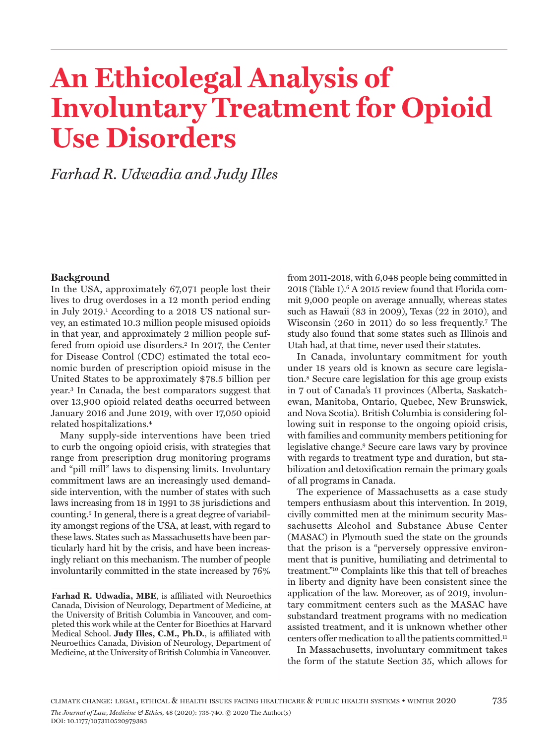# An Ethicolegal Analysis of Involuntary Treatment for Opioid Use Disorders

*Farhad R. Udwadia and Judy Illes*

## Background

In the USA, approximately 67,071 people lost their lives to drug overdoses in a 12 month period ending in July 2019.[1] According to a 2018 US national survey, an estimated 10.3 million people misused opioids in that year, and approximately 2 million people suffered from opioid use disorders.[2] In 2017, the Center for Disease Control (CDC) estimated the total economic burden of prescription opioid misuse in the United States to be approximately $78.5 billion per year.[3] In Canada, the best comparators suggest that over 13,900 opioid related deaths occurred between January 2016 and June 2019, with over 17,050 opioid related hospitalizations.[4]

Many supply-side interventions have been tried to curb the ongoing opioid crisis, with strategies that range from prescription drug monitoring programs and "pill mill" laws to dispensing limits. Involuntary commitment laws are an increasingly used demand-side intervention, with the number of states with such laws increasing from 18 in 1991 to 38 jurisdictions and counting.[5] In general, there is a great degree of variability amongst regions of the USA, at least, with regard to these laws. States such as Massachusetts have been particularly hard hit by the crisis, and have been increasingly reliant on this mechanism. The number of people involuntarily committed in the state increased by 76% from 2011-2018, with 6,048 people being committed in 2018 (Table 1).[6] A 2015 review found that Florida commit 9,000 people on average annually, whereas states such as Hawaii (83 in 2009), Texas (22 in 2010), and Wisconsin (260 in 2011) do so less frequently.[7] The study also found that some states such as Illinois and Utah had, at that time, never used their statutes.

In Canada, involuntary commitment for youth under 18 years old is known as secure care legislation.[8] Secure care legislation for this age group exists in 7 out of Canada's 11 provinces (Alberta, Saskatchewan, Manitoba, Ontario, Quebec, New Brunswick, and Nova Scotia). British Columbia is considering following suit in response to the ongoing opioid crisis, with families and community members petitioning for legislative change.[9] Secure care laws vary by province with regards to treatment type and duration, but stabilization and detoxification remain the primary goals of all programs in Canada.

The experience of Massachusetts as a case study tempers enthusiasm about this intervention. In 2019, civilly committed men at the minimum security Massachusetts Alcohol and Substance Abuse Center (MASAC) in Plymouth sued the state on the grounds that the prison is a "perversely oppressive environment that is punitive, humiliating and detrimental to treatment."[10] Complaints like this that tell of breaches in liberty and dignity have been consistent since the application of the law. Moreover, as of 2019, involuntary commitment centers such as the MASAC have substandard treatment programs with no medication assisted treatment, and it is unknown whether other centers offer medication to all the patients committed.[11]

In Massachusetts, involuntary commitment takes the form of the statute Section 35, which allows for

**Farhad R. Udwadia, MBE**, is affiliated with Neuroethics Canada, Division of Neurology, Department of Medicine, at the University of British Columbia in Vancouver, and completed this work while at the Center for Bioethics at Harvard Medical School. **Judy Illes, C.M., Ph.D.**, is affiliated with Neuroethics Canada, Division of Neurology, Department of Medicine, at the University of British Columbia in Vancouver.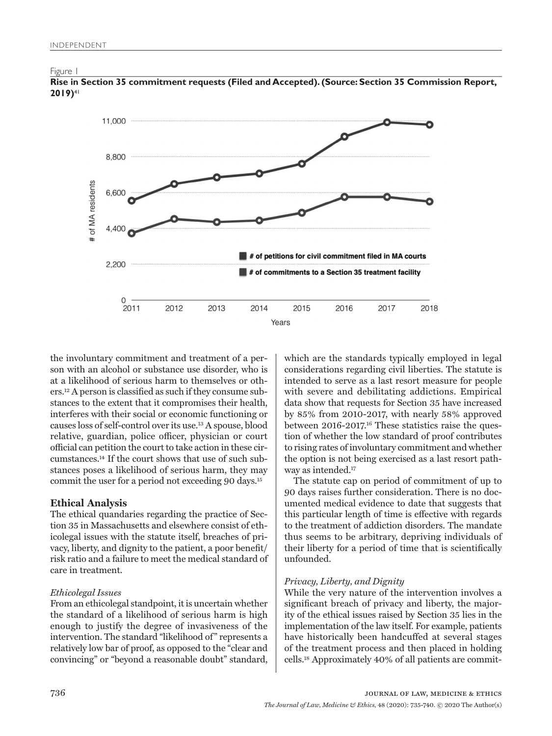Figure 1

**Rise in Section 35 commitment requests (Filed and Accepted). (Source: Section 35 Commission Report, 2019)**[41]

the involuntary commitment and treatment of a person with an alcohol or substance use disorder, who is at a likelihood of serious harm to themselves or others.[12] A person is classified as such if they consume substances to the extent that it compromises their health, interferes with their social or economic functioning or causes loss of self-control over its use.[13] A spouse, blood relative, guardian, police officer, physician or court official can petition the court to take action in these circumstances.[14] If the court shows that use of such substances poses a likelihood of serious harm, they may commit the user for a period not exceeding 90 days.[15]

## Ethical Analysis

The ethical quandaries regarding the practice of Section 35 in Massachusetts and elsewhere consist of ethicolegal issues with the statute itself, breaches of privacy, liberty, and dignity to the patient, a poor benefit/risk ratio and a failure to meet the medical standard of care in treatment.

### *Ethicolegal Issues*

From an ethicolegal standpoint, it is uncertain whether the standard of a likelihood of serious harm is high enough to justify the degree of invasiveness of the intervention. The standard "likelihood of" represents a relatively low bar of proof, as opposed to the "clear and convincing" or "beyond a reasonable doubt" standard, which are the standards typically employed in legal considerations regarding civil liberties. The statute is intended to serve as a last resort measure for people with severe and debilitating addictions. Empirical data show that requests for Section 35 have increased by 85% from 2010-2017, with nearly 58% approved between 2016-2017.[16] These statistics raise the question of whether the low standard of proof contributes to rising rates of involuntary commitment and whether the option is not being exercised as a last resort pathway as intended.[17]

The statute cap on period of commitment of up to 90 days raises further consideration. There is no documented medical evidence to date that suggests that this particular length of time is effective with regards to the treatment of addiction disorders. The mandate thus seems to be arbitrary, depriving individuals of their liberty for a period of time that is scientifically unfounded.

### *Privacy, Liberty, and Dignity*

While the very nature of the intervention involves a significant breach of privacy and liberty, the majority of the ethical issues raised by Section 35 lies in the implementation of the law itself. For example, patients have historically been handcuffed at several stages of the treatment process and then placed in holding cells.[18] Approximately 40% of all patients are commit-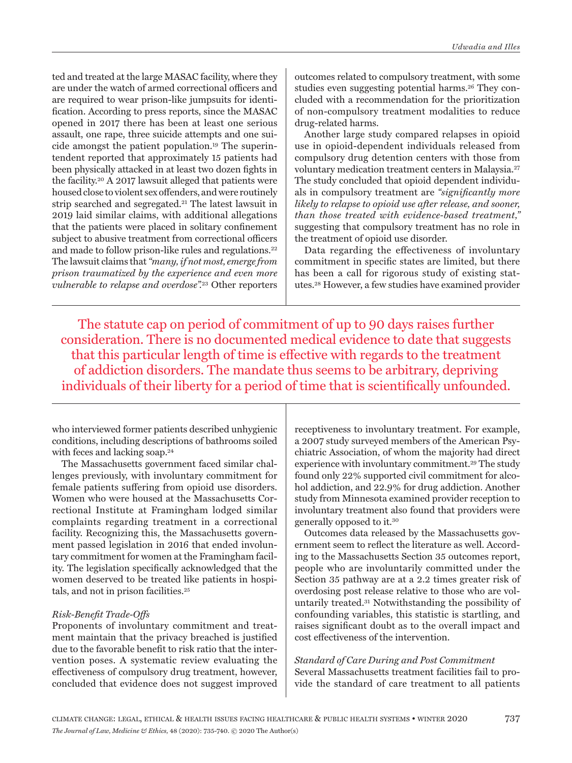ted and treated at the large MASAC facility, where they are under the watch of armed correctional officers and are required to wear prison-like jumpsuits for identification. According to press reports, since the MASAC opened in 2017 there has been at least one serious assault, one rape, three suicide attempts and one suicide amongst the patient population.[19] The superintendent reported that approximately 15 patients had been physically attacked in at least two dozen fights in the facility.[20] A 2017 lawsuit alleged that patients were housed close to violent sex offenders, and were routinely strip searched and segregated.[21] The latest lawsuit in 2019 laid similar claims, with additional allegations that the patients were placed in solitary confinement subject to abusive treatment from correctional officers and made to follow prison-like rules and regulations.[22] The lawsuit claims that *"many, if not most, emerge from prison traumatized by the experience and even more vulnerable to relapse and overdose"*.[23] Other reporters who interviewed former patients described unhygienic conditions, including descriptions of bathrooms soiled with feces and lacking soap.[24]

The Massachusetts government faced similar challenges previously, with involuntary commitment for female patients suffering from opioid use disorders. Women who were housed at the Massachusetts Correctional Institute at Framingham lodged similar complaints regarding treatment in a correctional facility. Recognizing this, the Massachusetts government passed legislation in 2016 that ended involuntary commitment for women at the Framingham facility. The legislation specifically acknowledged that the women deserved to be treated like patients in hospitals, and not in prison facilities.[25]

*Risk-Benefit Trade-Offs*

Proponents of involuntary commitment and treatment maintain that the privacy breached is justified due to the favorable benefit to risk ratio that the intervention poses. A systematic review evaluating the effectiveness of compulsory drug treatment, however, concluded that evidence does not suggest improved outcomes related to compulsory treatment, with some studies even suggesting potential harms.[26] They concluded with a recommendation for the prioritization of non-compulsory treatment modalities to reduce drug-related harms.

Another large study compared relapses in opioid use in opioid-dependent individuals released from compulsory drug detention centers with those from voluntary medication treatment centers in Malaysia.[27] The study concluded that opioid dependent individuals in compulsory treatment are *"significantly more likely to relapse to opioid use after release, and sooner, than those treated with evidence-based treatment,"* suggesting that compulsory treatment has no role in the treatment of opioid use disorder.

Data regarding the effectiveness of involuntary commitment in specific states are limited, but there has been a call for rigorous study of existing statutes.[28] However, a few studies have examined provider receptiveness to involuntary treatment. For example, a 2007 study surveyed members of the American Psychiatric Association, of whom the majority had direct experience with involuntary commitment.[29] The study found only 22% supported civil commitment for alcohol addiction, and 22.9% for drug addiction. Another study from Minnesota examined provider reception to involuntary treatment also found that providers were generally opposed to it.[30]

> The statute cap on period of commitment of up to 90 days raises further consideration. There is no documented medical evidence to date that suggests that this particular length of time is effective with regards to the treatment of addiction disorders. The mandate thus seems to be arbitrary, depriving individuals of their liberty for a period of time that is scientifically unfounded.

Outcomes data released by the Massachusetts government seem to reflect the literature as well. According to the Massachusetts Section 35 outcomes report, people who are involuntarily committed under the Section 35 pathway are at a 2.2 times greater risk of overdosing post release relative to those who are voluntarily treated.[31] Notwithstanding the possibility of confounding variables, this statistic is startling, and raises significant doubt as to the overall impact and cost effectiveness of the intervention.

*Standard of Care During and Post Commitment*

Several Massachusetts treatment facilities fail to provide the standard of care treatment to all patients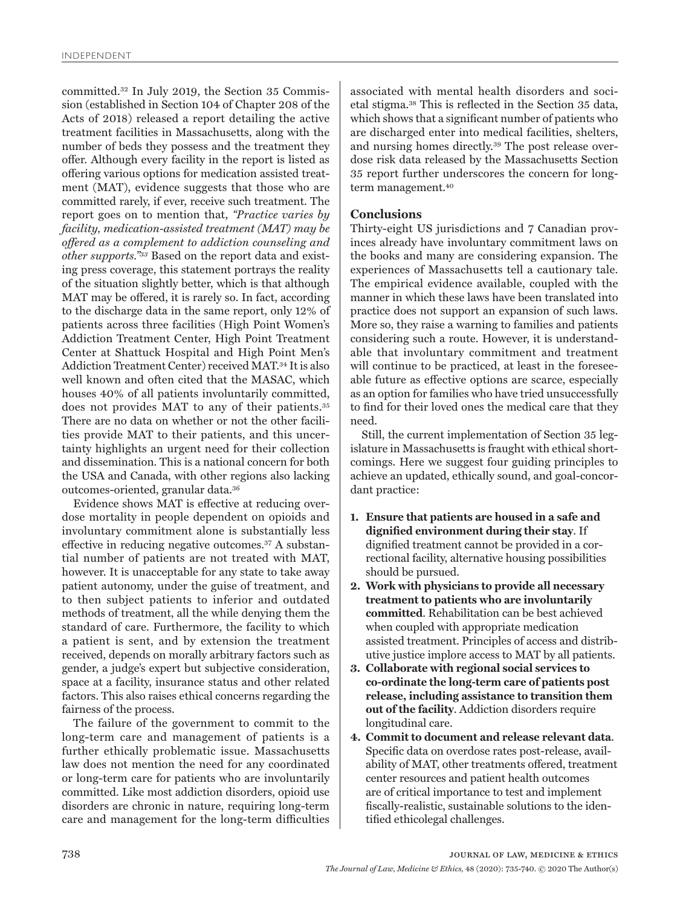committed.[32] In July 2019, the Section 35 Commission (established in Section 104 of Chapter 208 of the Acts of 2018) released a report detailing the active treatment facilities in Massachusetts, along with the number of beds they possess and the treatment they offer. Although every facility in the report is listed as offering various options for medication assisted treatment (MAT), evidence suggests that those who are committed rarely, if ever, receive such treatment. The report goes on to mention that, *"Practice varies by facility, medication-assisted treatment (MAT) may be offered as a complement to addiction counseling and other supports."*[33] Based on the report data and existing press coverage, this statement portrays the reality of the situation slightly better, which is that although MAT may be offered, it is rarely so. In fact, according to the discharge data in the same report, only 12% of patients across three facilities (High Point Women's Addiction Treatment Center, High Point Treatment Center at Shattuck Hospital and High Point Men's Addiction Treatment Center) received MAT.[34] It is also well known and often cited that the MASAC, which houses 40% of all patients involuntarily committed, does not provides MAT to any of their patients.[35] There are no data on whether or not the other facilities provide MAT to their patients, and this uncertainty highlights an urgent need for their collection and dissemination. This is a national concern for both the USA and Canada, with other regions also lacking outcomes-oriented, granular data.[36]

Evidence shows MAT is effective at reducing overdose mortality in people dependent on opioids and involuntary commitment alone is substantially less effective in reducing negative outcomes.[37] A substantial number of patients are not treated with MAT, however. It is unacceptable for any state to take away patient autonomy, under the guise of treatment, and to then subject patients to inferior and outdated methods of treatment, all the while denying them the standard of care. Furthermore, the facility to which a patient is sent, and by extension the treatment received, depends on morally arbitrary factors such as gender, a judge's expert but subjective consideration, space at a facility, insurance status and other related factors. This also raises ethical concerns regarding the fairness of the process.

The failure of the government to commit to the long-term care and management of patients is a further ethically problematic issue. Massachusetts law does not mention the need for any coordinated or long-term care for patients who are involuntarily committed. Like most addiction disorders, opioid use disorders are chronic in nature, requiring long-term care and management for the long-term difficulties associated with mental health disorders and societal stigma.[38] This is reflected in the Section 35 data, which shows that a significant number of patients who are discharged enter into medical facilities, shelters, and nursing homes directly.[39] The post release overdose risk data released by the Massachusetts Section 35 report further underscores the concern for long-term management.[40]

## Conclusions

Thirty-eight US jurisdictions and 7 Canadian provinces already have involuntary commitment laws on the books and many are considering expansion. The experiences of Massachusetts tell a cautionary tale. The empirical evidence available, coupled with the manner in which these laws have been translated into practice does not support an expansion of such laws. More so, they raise a warning to families and patients considering such a route. However, it is understandable that involuntary commitment and treatment will continue to be practiced, at least in the foreseeable future as effective options are scarce, especially as an option for families who have tried unsuccessfully to find for their loved ones the medical care that they need.

Still, the current implementation of Section 35 legislature in Massachusetts is fraught with ethical shortcomings. Here we suggest four guiding principles to achieve an updated, ethically sound, and goal-concordant practice:

1. **Ensure that patients are housed in a safe and dignified environment during their stay**. If dignified treatment cannot be provided in a correctional facility, alternative housing possibilities should be pursued.
2. **Work with physicians to provide all necessary treatment to patients who are involuntarily committed**. Rehabilitation can be best achieved when coupled with appropriate medication assisted treatment. Principles of access and distributive justice implore access to MAT by all patients.
3. **Collaborate with regional social services to co-ordinate the long-term care of patients post release, including assistance to transition them out of the facility**. Addiction disorders require longitudinal care.
4. **Commit to document and release relevant data**. Specific data on overdose rates post-release, availability of MAT, other treatments offered, treatment center resources and patient health outcomes are of critical importance to test and implement fiscally-realistic, sustainable solutions to the identified ethicolegal challenges.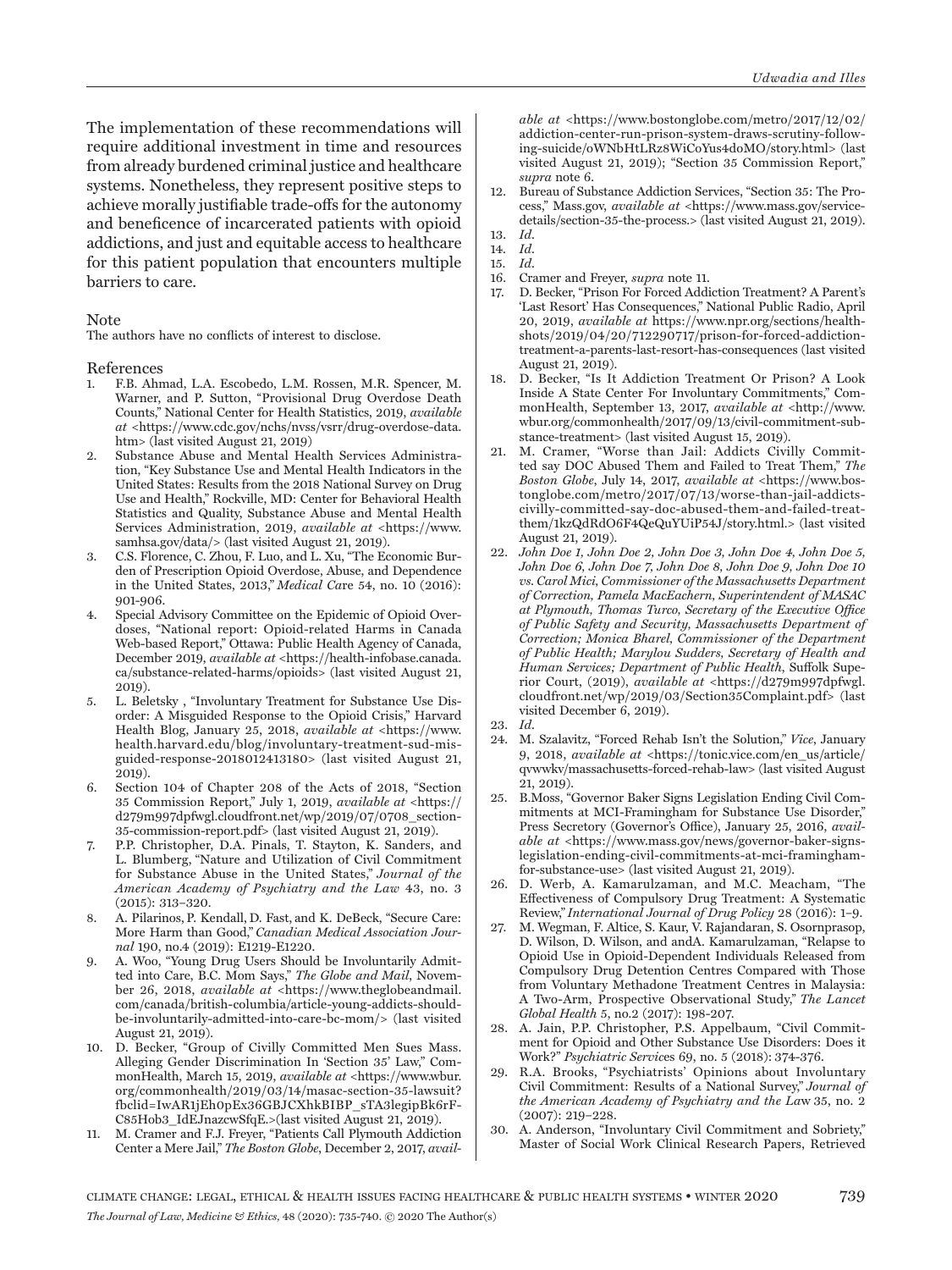The implementation of these recommendations will require additional investment in time and resources from already burdened criminal justice and healthcare systems. Nonetheless, they represent positive steps to achieve morally justifiable trade-offs for the autonomy and beneficence of incarcerated patients with opioid addictions, and just and equitable access to healthcare for this patient population that encounters multiple barriers to care.

## Note

The authors have no conflicts of interest to disclose.

## References

1. F.B. Ahmad, L.A. Escobedo, L.M. Rossen, M.R. Spencer, M. Warner, and P. Sutton, "Provisional Drug Overdose Death Counts," National Center for Health Statistics, 2019, *available at* <https://www.cdc.gov/nchs/nvss/vsrr/drug-overdose-data.htm> (last visited August 21, 2019)
2. Substance Abuse and Mental Health Services Administration, "Key Substance Use and Mental Health Indicators in the United States: Results from the 2018 National Survey on Drug Use and Health," Rockville, MD: Center for Behavioral Health Statistics and Quality, Substance Abuse and Mental Health Services Administration, 2019, *available at* <https://www.samhsa.gov/data/> (last visited August 21, 2019).
3. C.S. Florence, C. Zhou, F. Luo, and L. Xu, "The Economic Burden of Prescription Opioid Overdose, Abuse, and Dependence in the United States, 2013," *Medical Care* 54, no. 10 (2016): 901-906.
4. Special Advisory Committee on the Epidemic of Opioid Overdoses, "National report: Opioid-related Harms in Canada Web-based Report," Ottawa: Public Health Agency of Canada, December 2019, *available at* <https://health-infobase.canada.ca/substance-related-harms/opioids> (last visited August 21, 2019).
5. L. Beletsky , "Involuntary Treatment for Substance Use Disorder: A Misguided Response to the Opioid Crisis," Harvard Health Blog, January 25, 2018, *available at* <https://www.health.harvard.edu/blog/involuntary-treatment-sud-misguided-response-2018012413180> (last visited August 21, 2019).
6. Section 104 of Chapter 208 of the Acts of 2018, "Section 35 Commission Report," July 1, 2019, *available at* <https://d279m997dpfwgl.cloudfront.net/wp/2019/07/0708_section-35-commission-report.pdf> (last visited August 21, 2019).
7. P.P. Christopher, D.A. Pinals, T. Stayton, K. Sanders, and L. Blumberg, "Nature and Utilization of Civil Commitment for Substance Abuse in the United States," *Journal of the American Academy of Psychiatry and the Law* 43, no. 3 (2015): 313–320.
8. A. Pilarinos, P. Kendall, D. Fast, and K. DeBeck, "Secure Care: More Harm than Good," *Canadian Medical Association Journal* 190, no.4 (2019): E1219-E1220.
9. A. Woo, "Young Drug Users Should be Involuntarily Admitted into Care, B.C. Mom Says," *The Globe and Mail*, November 26, 2018, *available at* <https://www.theglobeandmail.com/canada/british-columbia/article-young-addicts-should-be-involuntarily-admitted-into-care-bc-mom/> (last visited August 21, 2019).
10. D. Becker, "Group of Civilly Committed Men Sues Mass. Alleging Gender Discrimination In 'Section 35' Law," CommonHealth, March 15, 2019, *available at* <https://www.wbur.org/commonhealth/2019/03/14/masac-section-35-lawsuit?fbclid=IwAR1jEh0pEx36GBJCXhkBIBP_sTA3legipBk6rF-C85Hob3_IdEJnazcwSfqE.>(last visited August 21, 2019).
11. M. Cramer and F.J. Freyer, "Patients Call Plymouth Addiction Center a Mere Jail," *The Boston Globe*, December 2, 2017, *available at* <https://www.bostonglobe.com/metro/2017/12/02/addiction-center-run-prison-system-draws-scrutiny-following-suicide/oWNbHtLRz8WiCoYus4doMO/story.html> (last visited August 21, 2019); "Section 35 Commission Report," *supra* note 6.
12. Bureau of Substance Addiction Services, "Section 35: The Process," Mass.gov, *available at* <https://www.mass.gov/service-details/section-35-the-process.> (last visited August 21, 2019).
13. *Id.*
14. *Id.*
15. *Id.*
16. Cramer and Freyer, *supra* note 11.
17. D. Becker, "Prison For Forced Addiction Treatment? A Parent's 'Last Resort' Has Consequences," National Public Radio, April 20, 2019, *available at* https://www.npr.org/sections/health-shots/2019/04/20/712290717/prison-for-forced-addiction-treatment-a-parents-last-resort-has-consequences (last visited August 21, 2019).
18. D. Becker, "Is It Addiction Treatment Or Prison? A Look Inside A State Center For Involuntary Commitments," CommonHealth, September 13, 2017, *available at* <http://www.wbur.org/commonhealth/2017/09/13/civil-commitment-substance-treatment> (last visited August 15, 2019).
21. M. Cramer, "Worse than Jail: Addicts Civilly Committed say DOC Abused Them and Failed to Treat Them," *The Boston Globe*, July 14, 2017, *available at* <https://www.bostonglobe.com/metro/2017/07/13/worse-than-jail-addicts-civilly-committed-say-doc-abused-them-and-failed-treat-them/1kzQdRdO6F4QeQuYUiP54J/story.html.> (last visited August 21, 2019).
22. *John Doe 1, John Doe 2, John Doe 3, John Doe 4, John Doe 5, John Doe 6, John Doe 7, John Doe 8, John Doe 9, John Doe 10 vs. Carol Mici, Commissioner of the Massachusetts Department of Correction, Pamela MacEachern, Superintendent of MASAC at Plymouth, Thomas Turco, Secretary of the Executive Office of Public Safety and Security, Massachusetts Department of Correction; Monica Bharel, Commissioner of the Department of Public Health; Marylou Sudders, Secretary of Health and Human Services; Department of Public Health*, Suffolk Superior Court, (2019), *available at* <https://d279m997dpfwgl.cloudfront.net/wp/2019/03/Section35Complaint.pdf> (last visited December 6, 2019).
23. *Id.*
24. M. Szalavitz, "Forced Rehab Isn't the Solution," *Vice*, January 9, 2018, *available at* <https://tonic.vice.com/en_us/article/qvwwkv/massachusetts-forced-rehab-law> (last visited August 21, 2019).
25. B.Moss, "Governor Baker Signs Legislation Ending Civil Commitments at MCI-Framingham for Substance Use Disorder," Press Secretory (Governor's Office), January 25, 2016, *available at* <https://www.mass.gov/news/governor-baker-signs-legislation-ending-civil-commitments-at-mci-framingham-for-substance-use> (last visited August 21, 2019).
26. D. Werb, A. Kamarulzaman, and M.C. Meacham, "The Effectiveness of Compulsory Drug Treatment: A Systematic Review," *International Journal of Drug Policy* 28 (2016): 1–9.
27. M. Wegman, F. Altice, S. Kaur, V. Rajandaran, S. Osornprasop, D. Wilson, D. Wilson, and andA. Kamarulzaman, "Relapse to Opioid Use in Opioid-Dependent Individuals Released from Compulsory Drug Detention Centres Compared with Those from Voluntary Methadone Treatment Centres in Malaysia: A Two-Arm, Prospective Observational Study," *The Lancet Global Health* 5, no.2 (2017): 198-207.
28. A. Jain, P.P. Christopher, P.S. Appelbaum, "Civil Commitment for Opioid and Other Substance Use Disorders: Does it Work?" *Psychiatric Services* 69, no. 5 (2018): 374-376.
29. R.A. Brooks, "Psychiatrists' Opinions about Involuntary Civil Commitment: Results of a National Survey," *Journal of the American Academy of Psychiatry and the Law* 35, no. 2 (2007): 219–228.
30. A. Anderson, "Involuntary Civil Commitment and Sobriety," Master of Social Work Clinical Research Papers, Retrieved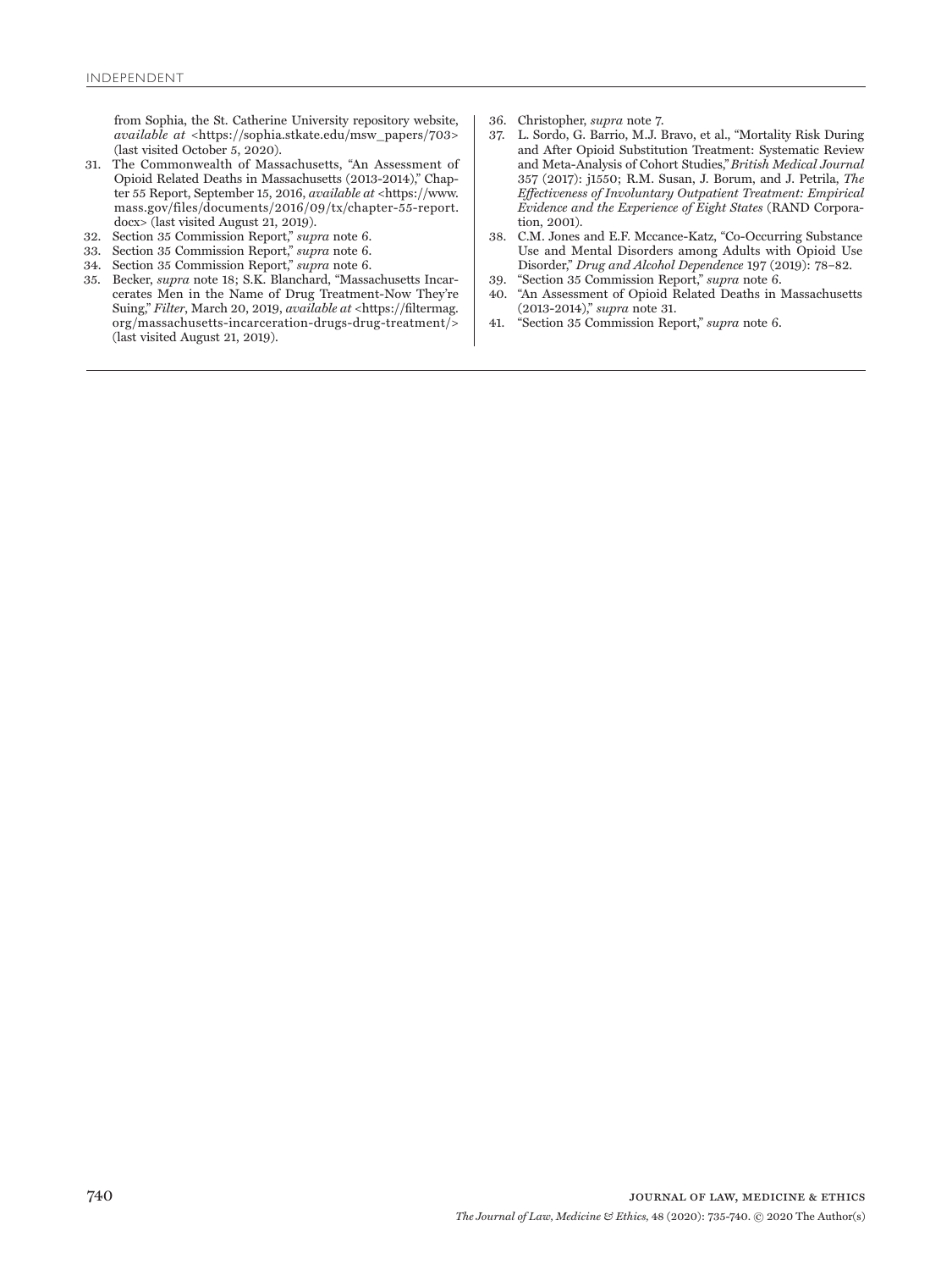from Sophia, the St. Catherine University repository website, *available at* <https://sophia.stkate.edu/msw_papers/703> (last visited October 5, 2020).

31. The Commonwealth of Massachusetts, "An Assessment of Opioid Related Deaths in Massachusetts (2013-2014)," Chapter 55 Report, September 15, 2016, *available at* <https://www.mass.gov/files/documents/2016/09/tx/chapter-55-report.docx> (last visited August 21, 2019).
32. Section 35 Commission Report," *supra* note 6.
33. Section 35 Commission Report," *supra* note 6.
34. Section 35 Commission Report," *supra* note 6.
35. Becker, *supra* note 18; S.K. Blanchard, "Massachusetts Incarcerates Men in the Name of Drug Treatment-Now They're Suing," *Filter*, March 20, 2019, *available at* <https://filtermag.org/massachusetts-incarceration-drugs-drug-treatment/> (last visited August 21, 2019).
36. Christopher, *supra* note 7.
37. L. Sordo, G. Barrio, M.J. Bravo, et al., "Mortality Risk During and After Opioid Substitution Treatment: Systematic Review and Meta-Analysis of Cohort Studies," *British Medical Journal* 357 (2017): j1550; R.M. Susan, J. Borum, and J. Petrila, *The Effectiveness of Involuntary Outpatient Treatment: Empirical Evidence and the Experience of Eight States* (RAND Corporation, 2001).
38. C.M. Jones and E.F. Mccance-Katz, "Co-Occurring Substance Use and Mental Disorders among Adults with Opioid Use Disorder," *Drug and Alcohol Dependence* 197 (2019): 78–82.
39. "Section 35 Commission Report," *supra* note 6.
40. "An Assessment of Opioid Related Deaths in Massachusetts (2013-2014)," *supra* note 31.
41. "Section 35 Commission Report," *supra* note 6.